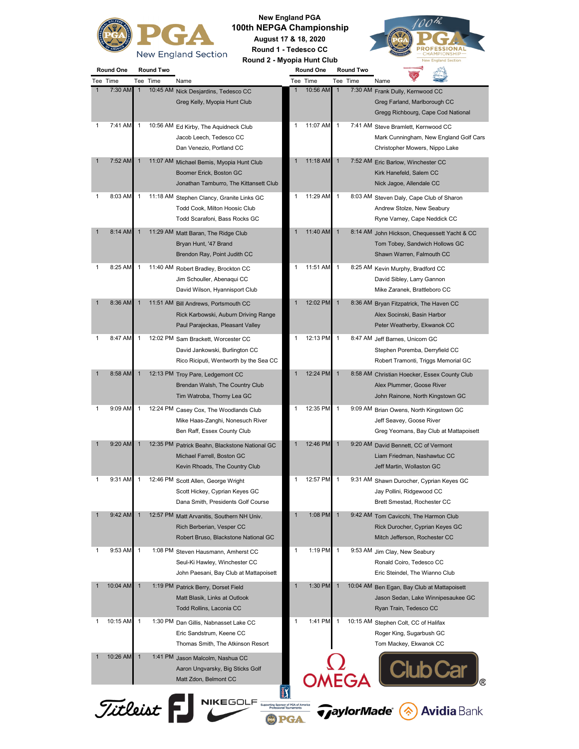# New England PGA

## 100th NEPGA Championship

**August 17 & 18, 2020**

**Round 1 - Tedesco CC**

**Round 2 - Myopia Hunt Club**

| Round One Tee | Round One Time | Round Two Tee | Round Two Time | Name |
|---|---|---|---|---|
| 1 | 7:30 AM | 1 | 10:45 AM | Nick Desjardins, Tedesco CC |
| | | | | Greg Kelly, Myopia Hunt Club |
| 1 | 7:41 AM | 1 | 10:56 AM | Ed Kirby, The Aquidneck Club |
| | | | | Jacob Leech, Tedesco CC |
| | | | | Dan Venezio, Portland CC |
| 1 | 7:52 AM | 1 | 11:07 AM | Michael Bemis, Myopia Hunt Club |
| | | | | Boomer Erick, Boston GC |
| | | | | Jonathan Tamburro, The Kittansett Club |
| 1 | 8:03 AM | 1 | 11:18 AM | Stephen Clancy, Granite Links GC |
| | | | | Todd Cook, Milton Hoosic Club |
| | | | | Todd Scarafoni, Bass Rocks GC |
| 1 | 8:14 AM | 1 | 11:29 AM | Matt Baran, The Ridge Club |
| | | | | Bryan Hunt, '47 Brand |
| | | | | Brendon Ray, Point Judith CC |
| 1 | 8:25 AM | 1 | 11:40 AM | Robert Bradley, Brockton CC |
| | | | | Jim Schouller, Abenaqui CC |
| | | | | David Wilson, Hyannisport Club |
| 1 | 8:36 AM | 1 | 11:51 AM | Bill Andrews, Portsmouth CC |
| | | | | Rick Karbowski, Auburn Driving Range |
| | | | | Paul Parajeckas, Pleasant Valley |
| 1 | 8:47 AM | 1 | 12:02 PM | Sam Brackett, Worcester CC |
| | | | | David Jankowski, Burlington CC |
| | | | | Rico Riciputi, Wentworth by the Sea CC |
| 1 | 8:58 AM | 1 | 12:13 PM | Troy Pare, Ledgemont CC |
| | | | | Brendan Walsh, The Country Club |
| | | | | Tim Watroba, Thorny Lea GC |
| 1 | 9:09 AM | 1 | 12:24 PM | Casey Cox, The Woodlands Club |
| | | | | Mike Haas-Zanghi, Nonesuch River |
| | | | | Ben Raff, Essex County Club |
| 1 | 9:20 AM | 1 | 12:35 PM | Patrick Beahn, Blackstone National GC |
| | | | | Michael Farrell, Boston GC |
| | | | | Kevin Rhoads, The Country Club |
| 1 | 9:31 AM | 1 | 12:46 PM | Scott Allen, George Wright |
| | | | | Scott Hickey, Cyprian Keyes GC |
| | | | | Dana Smith, Presidents Golf Course |
| 1 | 9:42 AM | 1 | 12:57 PM | Matt Arvanitis, Southern NH Univ. |
| | | | | Rich Berberian, Vesper CC |
| | | | | Robert Bruso, Blackstone National GC |
| 1 | 9:53 AM | 1 | 1:08 PM | Steven Hausmann, Amherst CC |
| | | | | Seul-Ki Hawley, Winchester CC |
| | | | | John Paesani, Bay Club at Mattapoisett |
| 1 | 10:04 AM | 1 | 1:19 PM | Patrick Berry, Dorset Field |
| | | | | Matt Blasik, Links at Outlook |
| | | | | Todd Rollins, Laconia CC |
| 1 | 10:15 AM | 1 | 1:30 PM | Dan Gillis, Nabnasset Lake CC |
| | | | | Eric Sandstrum, Keene CC |
| | | | | Thomas Smith, The Atkinson Resort |
| 1 | 10:26 AM | 1 | 1:41 PM | Jason Malcolm, Nashua CC |
| | | | | Aaron Ungvarsky, Big Sticks Golf |
| | | | | Matt Zdon, Belmont CC |
| 1 | 10:56 AM | 1 | 7:30 AM | Frank Dully, Kernwood CC |
| | | | | Greg Farland, Marlborough CC |
| | | | | Gregg Richbourg, Cape Cod National |
| 1 | 11:07 AM | 1 | 7:41 AM | Steve Bramlett, Kernwood CC |
| | | | | Mark Cunningham, New England Golf Cars |
| | | | | Christopher Mowers, Nippo Lake |
| 1 | 11:18 AM | 1 | 7:52 AM | Eric Barlow, Winchester CC |
| | | | | Kirk Hanefeld, Salem CC |
| | | | | Nick Jagoe, Allendale CC |
| 1 | 11:29 AM | 1 | 8:03 AM | Steven Daly, Cape Club of Sharon |
| | | | | Andrew Stolze, New Seabury |
| | | | | Ryne Varney, Cape Neddick CC |
| 1 | 11:40 AM | 1 | 8:14 AM | John Hickson, Chequessett Yacht & CC |
| | | | | Tom Tobey, Sandwich Hollows GC |
| | | | | Shawn Warren, Falmouth CC |
| 1 | 11:51 AM | 1 | 8:25 AM | Kevin Murphy, Bradford CC |
| | | | | David Sibley, Larry Gannon |
| | | | | Mike Zaranek, Brattleboro CC |
| 1 | 12:02 PM | 1 | 8:36 AM | Bryan Fitzpatrick, The Haven CC |
| | | | | Alex Socinski, Basin Harbor |
| | | | | Peter Weatherby, Ekwanok CC |
| 1 | 12:13 PM | 1 | 8:47 AM | Jeff Barnes, Unicorn GC |
| | | | | Stephen Poremba, Derryfield CC |
| | | | | Robert Tramonti, Triggs Memorial GC |
| 1 | 12:24 PM | 1 | 8:58 AM | Christian Hoecker, Essex County Club |
| | | | | Alex Plummer, Goose River |
| | | | | John Rainone, North Kingstown GC |
| 1 | 12:35 PM | 1 | 9:09 AM | Brian Owens, North Kingstown GC |
| | | | | Jeff Seavey, Goose River |
| | | | | Greg Yeomans, Bay Club at Mattapoisett |
| 1 | 12:46 PM | 1 | 9:20 AM | David Bennett, CC of Vermont |
| | | | | Liam Friedman, Nashawtuc CC |
| | | | | Jeff Martin, Wollaston GC |
| 1 | 12:57 PM | 1 | 9:31 AM | Shawn Durocher, Cyprian Keyes GC |
| | | | | Jay Pollini, Ridgewood CC |
| | | | | Brett Smestad, Rochester CC |
| 1 | 1:08 PM | 1 | 9:42 AM | Tom Cavicchi, The Harmon Club |
| | | | | Rick Durocher, Cyprian Keyes GC |
| | | | | Mitch Jefferson, Rochester CC |
| 1 | 1:19 PM | 1 | 9:53 AM | Jim Clay, New Seabury |
| | | | | Ronald Coiro, Tedesco CC |
| | | | | Eric Steindel, The Wianno Club |
| 1 | 1:30 PM | 1 | 10:04 AM | Ben Egan, Bay Club at Mattapoisett |
| | | | | Jason Sedan, Lake Winnipesaukee GC |
| | | | | Ryan Train, Tedesco CC |
| 1 | 1:41 PM | 1 | 10:15 AM | Stephen Colt, CC of Halifax |
| | | | | Roger King, Sugarbush GC |
| | | | | Tom Mackey, Ekwanok CC |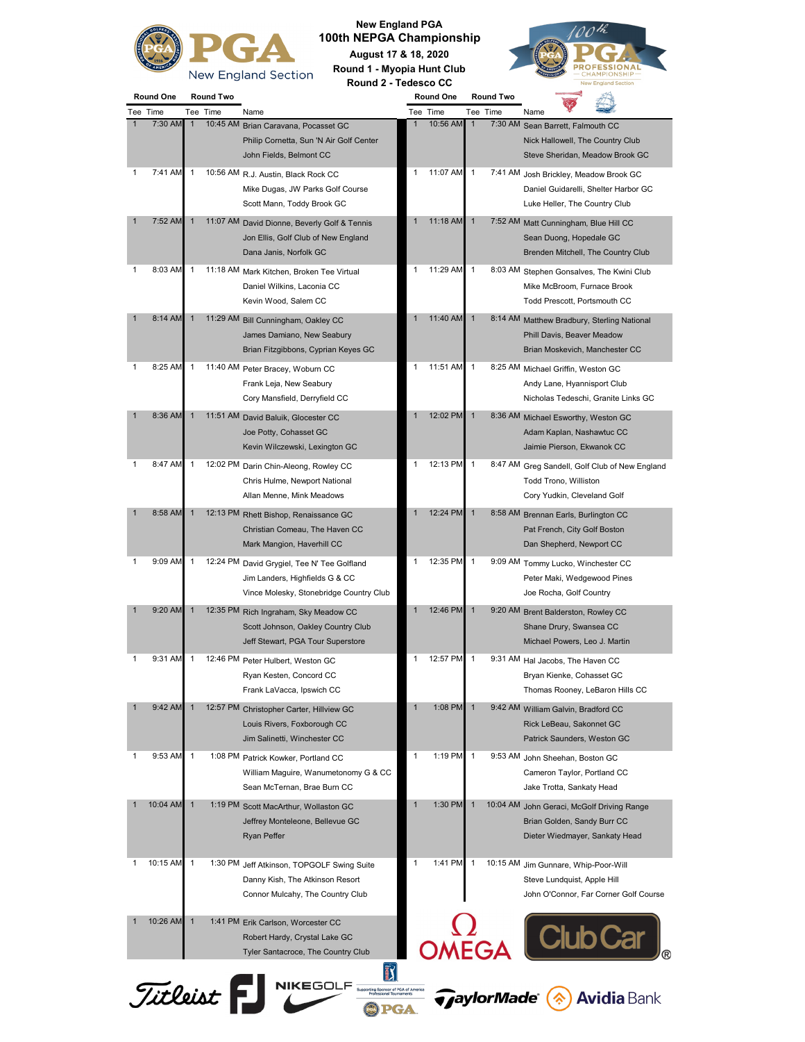**New England PGA**
**100th NEPGA Championship**
**August 17 & 18, 2020**
**Round 1 - Myopia Hunt Club**
**Round 2 - Tedesco CC**

PGA New England Section

| Round One Tee | Round One Time | Round Two Tee | Round Two Time | Name |
|---|---|---|---|---|
| 1 | 7:30 AM | 1 | 10:45 AM | Brian Caravana, Pocasset GC<br>Philip Cornetta, Sun 'N Air Golf Center<br>John Fields, Belmont CC |
| 1 | 7:41 AM | 1 | 10:56 AM | R.J. Austin, Black Rock CC<br>Mike Dugas, JW Parks Golf Course<br>Scott Mann, Toddy Brook GC |
| 1 | 7:52 AM | 1 | 11:07 AM | David Dionne, Beverly Golf & Tennis<br>Jon Ellis, Golf Club of New England<br>Dana Janis, Norfolk GC |
| 1 | 8:03 AM | 1 | 11:18 AM | Mark Kitchen, Broken Tee Virtual<br>Daniel Wilkins, Laconia CC<br>Kevin Wood, Salem CC |
| 1 | 8:14 AM | 1 | 11:29 AM | Bill Cunningham, Oakley CC<br>James Damiano, New Seabury<br>Brian Fitzgibbons, Cyprian Keyes GC |
| 1 | 8:25 AM | 1 | 11:40 AM | Peter Bracey, Woburn CC<br>Frank Leja, New Seabury<br>Cory Mansfield, Derryfield CC |
| 1 | 8:36 AM | 1 | 11:51 AM | David Baluik, Glocester CC<br>Joe Potty, Cohasset GC<br>Kevin Wilczewski, Lexington GC |
| 1 | 8:47 AM | 1 | 12:02 PM | Darin Chin-Aleong, Rowley CC<br>Chris Hulme, Newport National<br>Allan Menne, Mink Meadows |
| 1 | 8:58 AM | 1 | 12:13 PM | Rhett Bishop, Renaissance GC<br>Christian Comeau, The Haven CC<br>Mark Mangion, Haverhill CC |
| 1 | 9:09 AM | 1 | 12:24 PM | David Grygiel, Tee N' Tee Golfland<br>Jim Landers, Highfields G & CC<br>Vince Molesky, Stonebridge Country Club |
| 1 | 9:20 AM | 1 | 12:35 PM | Rich Ingraham, Sky Meadow CC<br>Scott Johnson, Oakley Country Club<br>Jeff Stewart, PGA Tour Superstore |
| 1 | 9:31 AM | 1 | 12:46 PM | Peter Hulbert, Weston GC<br>Ryan Kesten, Concord CC<br>Frank LaVacca, Ipswich CC |
| 1 | 9:42 AM | 1 | 12:57 PM | Christopher Carter, Hillview GC<br>Louis Rivers, Foxborough CC<br>Jim Salinetti, Winchester CC |
| 1 | 9:53 AM | 1 | 1:08 PM | Patrick Kowker, Portland CC<br>William Maguire, Wanumetonomy G & CC<br>Sean McTernan, Brae Burn CC |
| 1 | 10:04 AM | 1 | 1:19 PM | Scott MacArthur, Wollaston GC<br>Jeffrey Monteleone, Bellevue GC<br>Ryan Peffer |
| 1 | 10:15 AM | 1 | 1:30 PM | Jeff Atkinson, TOPGOLF Swing Suite<br>Danny Kish, The Atkinson Resort<br>Connor Mulcahy, The Country Club |
| 1 | 10:26 AM | 1 | 1:41 PM | Erik Carlson, Worcester CC<br>Robert Hardy, Crystal Lake GC<br>Tyler Santacroce, The Country Club |
| 1 | 10:56 AM | 1 | 7:30 AM | Sean Barrett, Falmouth CC<br>Nick Hallowell, The Country Club<br>Steve Sheridan, Meadow Brook GC |
| 1 | 11:07 AM | 1 | 7:41 AM | Josh Brickley, Meadow Brook GC<br>Daniel Guidarelli, Shelter Harbor GC<br>Luke Heller, The Country Club |
| 1 | 11:18 AM | 1 | 7:52 AM | Matt Cunningham, Blue Hill CC<br>Sean Duong, Hopedale GC<br>Brenden Mitchell, The Country Club |
| 1 | 11:29 AM | 1 | 8:03 AM | Stephen Gonsalves, The Kwini Club<br>Mike McBroom, Furnace Brook<br>Todd Prescott, Portsmouth CC |
| 1 | 11:40 AM | 1 | 8:14 AM | Matthew Bradbury, Sterling National<br>Phill Davis, Beaver Meadow<br>Brian Moskevich, Manchester CC |
| 1 | 11:51 AM | 1 | 8:25 AM | Michael Griffin, Weston GC<br>Andy Lane, Hyannisport Club<br>Nicholas Tedeschi, Granite Links GC |
| 1 | 12:02 PM | 1 | 8:36 AM | Michael Esworthy, Weston GC<br>Adam Kaplan, Nashawtuc CC<br>Jaimie Pierson, Ekwanok CC |
| 1 | 12:13 PM | 1 | 8:47 AM | Greg Sandell, Golf Club of New England<br>Todd Trono, Williston<br>Cory Yudkin, Cleveland Golf |
| 1 | 12:24 PM | 1 | 8:58 AM | Brennan Earls, Burlington CC<br>Pat French, City Golf Boston<br>Dan Shepherd, Newport CC |
| 1 | 12:35 PM | 1 | 9:09 AM | Tommy Lucko, Winchester CC<br>Peter Maki, Wedgewood Pines<br>Joe Rocha, Golf Country |
| 1 | 12:46 PM | 1 | 9:20 AM | Brent Balderston, Rowley CC<br>Shane Drury, Swansea CC<br>Michael Powers, Leo J. Martin |
| 1 | 12:57 PM | 1 | 9:31 AM | Hal Jacobs, The Haven CC<br>Bryan Kienke, Cohasset GC<br>Thomas Rooney, LeBaron Hills CC |
| 1 | 1:08 PM | 1 | 9:42 AM | William Galvin, Bradford CC<br>Rick LeBeau, Sakonnet GC<br>Patrick Saunders, Weston GC |
| 1 | 1:19 PM | 1 | 9:53 AM | John Sheehan, Boston GC<br>Cameron Taylor, Portland CC<br>Jake Trotta, Sankaty Head |
| 1 | 1:30 PM | 1 | 10:04 AM | John Geraci, McGolf Driving Range<br>Brian Golden, Sandy Burr CC<br>Dieter Wiedmayer, Sankaty Head |
| 1 | 1:41 PM | 1 | 10:15 AM | Jim Gunnare, Whip-Poor-Will<br>Steve Lundquist, Apple Hill<br>John O'Connor, Far Corner Golf Course |

OMEGA · Club Car · Titleist · FJ · NIKEGOLF · Supporting Sponsor of PGA of America Professional Tournaments · TaylorMade · Avidia Bank